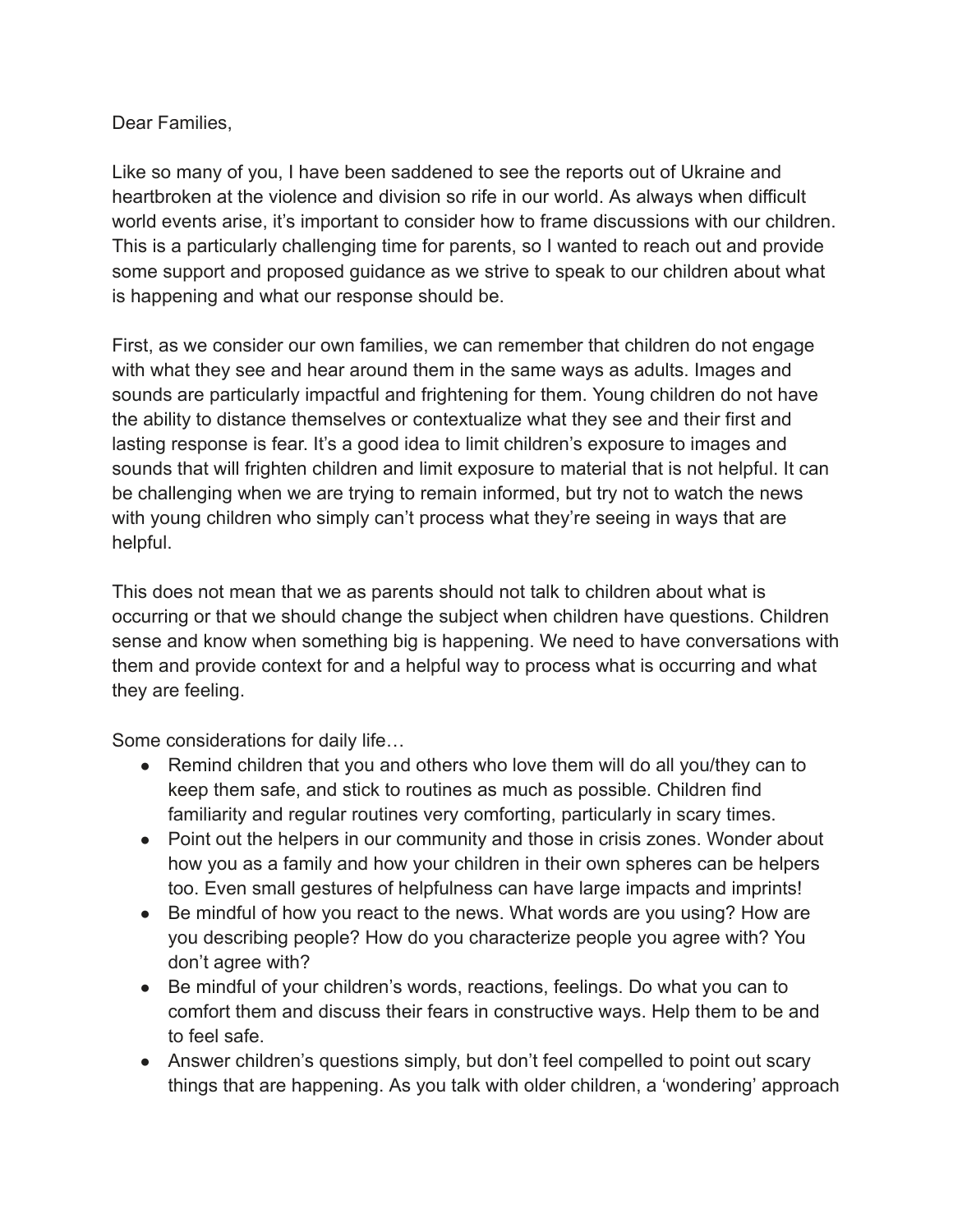Dear Families,

Like so many of you, I have been saddened to see the reports out of Ukraine and heartbroken at the violence and division so rife in our world. As always when difficult world events arise, it's important to consider how to frame discussions with our children. This is a particularly challenging time for parents, so I wanted to reach out and provide some support and proposed guidance as we strive to speak to our children about what is happening and what our response should be.

First, as we consider our own families, we can remember that children do not engage with what they see and hear around them in the same ways as adults. Images and sounds are particularly impactful and frightening for them. Young children do not have the ability to distance themselves or contextualize what they see and their first and lasting response is fear. It's a good idea to limit children's exposure to images and sounds that will frighten children and limit exposure to material that is not helpful. It can be challenging when we are trying to remain informed, but try not to watch the news with young children who simply can't process what they're seeing in ways that are helpful.

This does not mean that we as parents should not talk to children about what is occurring or that we should change the subject when children have questions. Children sense and know when something big is happening. We need to have conversations with them and provide context for and a helpful way to process what is occurring and what they are feeling.

Some considerations for daily life…

- Remind children that you and others who love them will do all you/they can to keep them safe, and stick to routines as much as possible. Children find familiarity and regular routines very comforting, particularly in scary times.
- Point out the helpers in our community and those in crisis zones. Wonder about how you as a family and how your children in their own spheres can be helpers too. Even small gestures of helpfulness can have large impacts and imprints!
- Be mindful of how you react to the news. What words are you using? How are you describing people? How do you characterize people you agree with? You don't agree with?
- Be mindful of your children's words, reactions, feelings. Do what you can to comfort them and discuss their fears in constructive ways. Help them to be and to feel safe.
- Answer children's questions simply, but don't feel compelled to point out scary things that are happening. As you talk with older children, a 'wondering' approach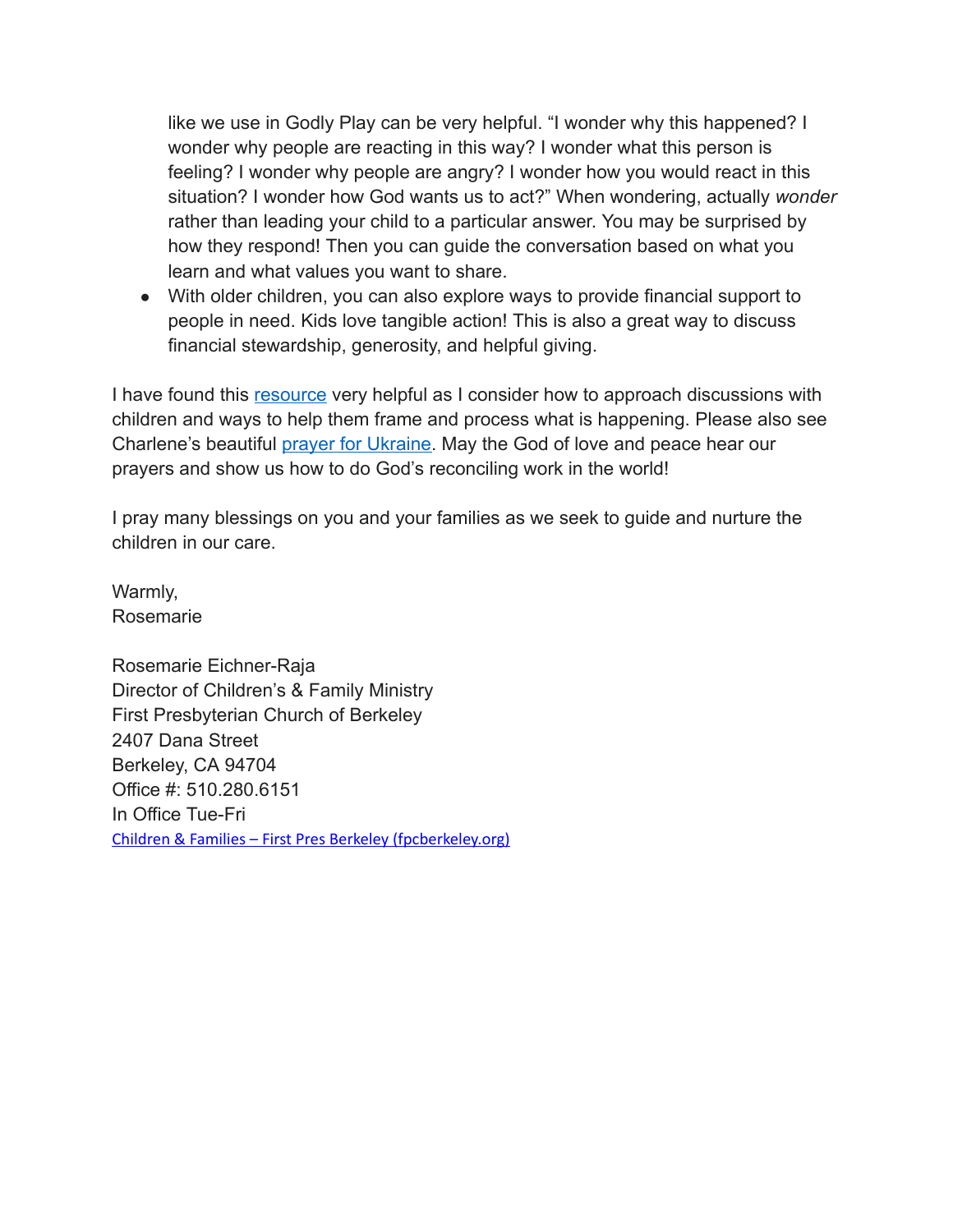like we use in Godly Play can be very helpful. "I wonder why this happened? I wonder why people are reacting in this way? I wonder what this person is feeling? I wonder why people are angry? I wonder how you would react in this situation? I wonder how God wants us to act?" When wondering, actually *wonder* rather than leading your child to a particular answer. You may be surprised by how they respond! Then you can guide the conversation based on what you learn and what values you want to share.

- With older children, you can also explore ways to provide financial support to people in need. Kids love tangible action! This is also a great way to discuss financial stewardship, generosity, and helpful giving.

I have found this [resource] very helpful as I consider how to approach discussions with children and ways to help them frame and process what is happening. Please also see Charlene's beautiful [prayer for Ukraine]. May the God of love and peace hear our prayers and show us how to do God's reconciling work in the world!

I pray many blessings on you and your families as we seek to guide and nurture the children in our care.

Warmly,
Rosemarie

Rosemarie Eichner-Raja
Director of Children's & Family Ministry
First Presbyterian Church of Berkeley
2407 Dana Street
Berkeley, CA 94704
Office #: 510.280.6151
In Office Tue-Fri
[Children & Families – First Pres Berkeley (fpcberkeley.org)]